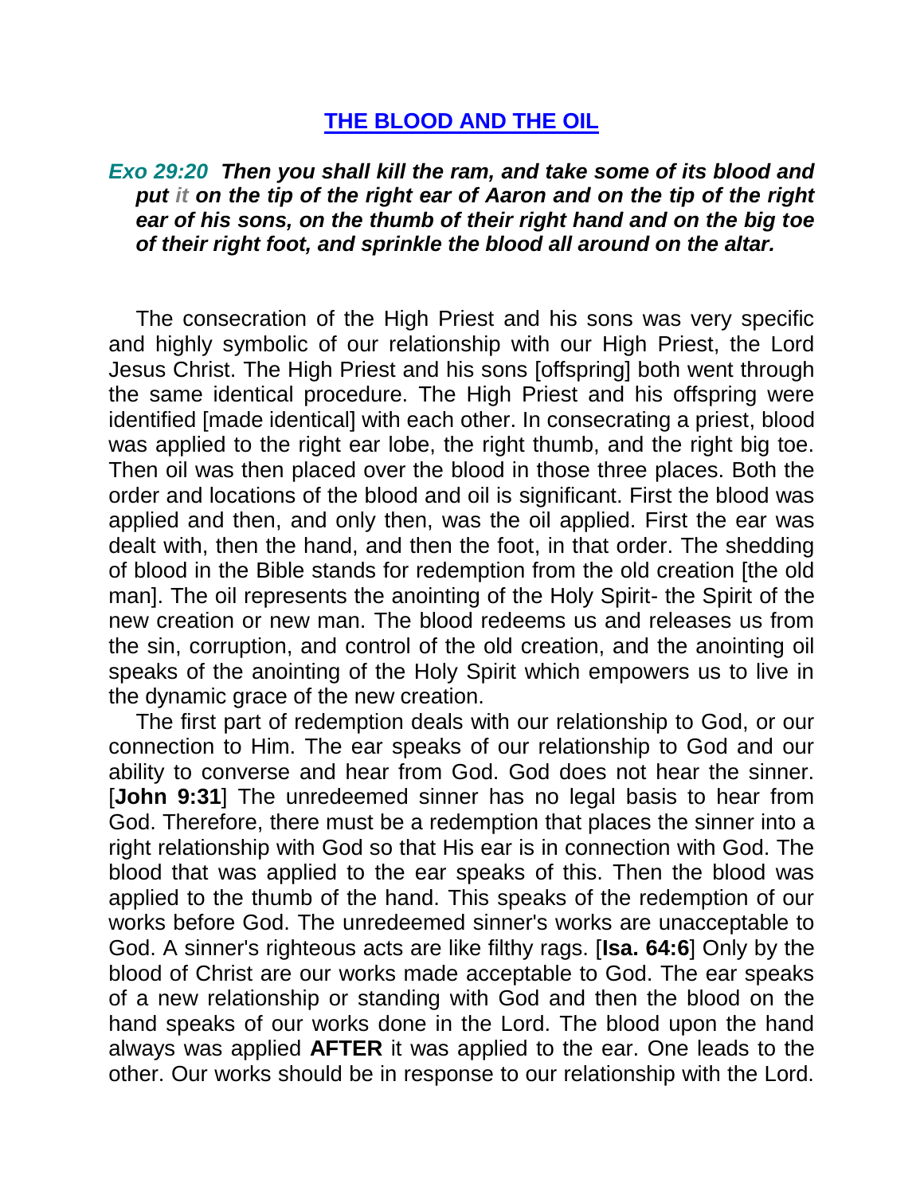# THE BLOOD AND THE OIL

***Exo 29:20** Then you shall kill the ram, and take some of its blood and put it on the tip of the right ear of Aaron and on the tip of the right ear of his sons, on the thumb of their right hand and on the big toe of their right foot, and sprinkle the blood all around on the altar.*

The consecration of the High Priest and his sons was very specific and highly symbolic of our relationship with our High Priest, the Lord Jesus Christ. The High Priest and his sons [offspring] both went through the same identical procedure. The High Priest and his offspring were identified [made identical] with each other. In consecrating a priest, blood was applied to the right ear lobe, the right thumb, and the right big toe. Then oil was then placed over the blood in those three places. Both the order and locations of the blood and oil is significant. First the blood was applied and then, and only then, was the oil applied. First the ear was dealt with, then the hand, and then the foot, in that order. The shedding of blood in the Bible stands for redemption from the old creation [the old man]. The oil represents the anointing of the Holy Spirit- the Spirit of the new creation or new man. The blood redeems us and releases us from the sin, corruption, and control of the old creation, and the anointing oil speaks of the anointing of the Holy Spirit which empowers us to live in the dynamic grace of the new creation.

The first part of redemption deals with our relationship to God, or our connection to Him. The ear speaks of our relationship to God and our ability to converse and hear from God. God does not hear the sinner. [**John 9:31**] The unredeemed sinner has no legal basis to hear from God. Therefore, there must be a redemption that places the sinner into a right relationship with God so that His ear is in connection with God. The blood that was applied to the ear speaks of this. Then the blood was applied to the thumb of the hand. This speaks of the redemption of our works before God. The unredeemed sinner's works are unacceptable to God. A sinner's righteous acts are like filthy rags. [**Isa. 64:6**] Only by the blood of Christ are our works made acceptable to God. The ear speaks of a new relationship or standing with God and then the blood on the hand speaks of our works done in the Lord. The blood upon the hand always was applied **AFTER** it was applied to the ear. One leads to the other. Our works should be in response to our relationship with the Lord.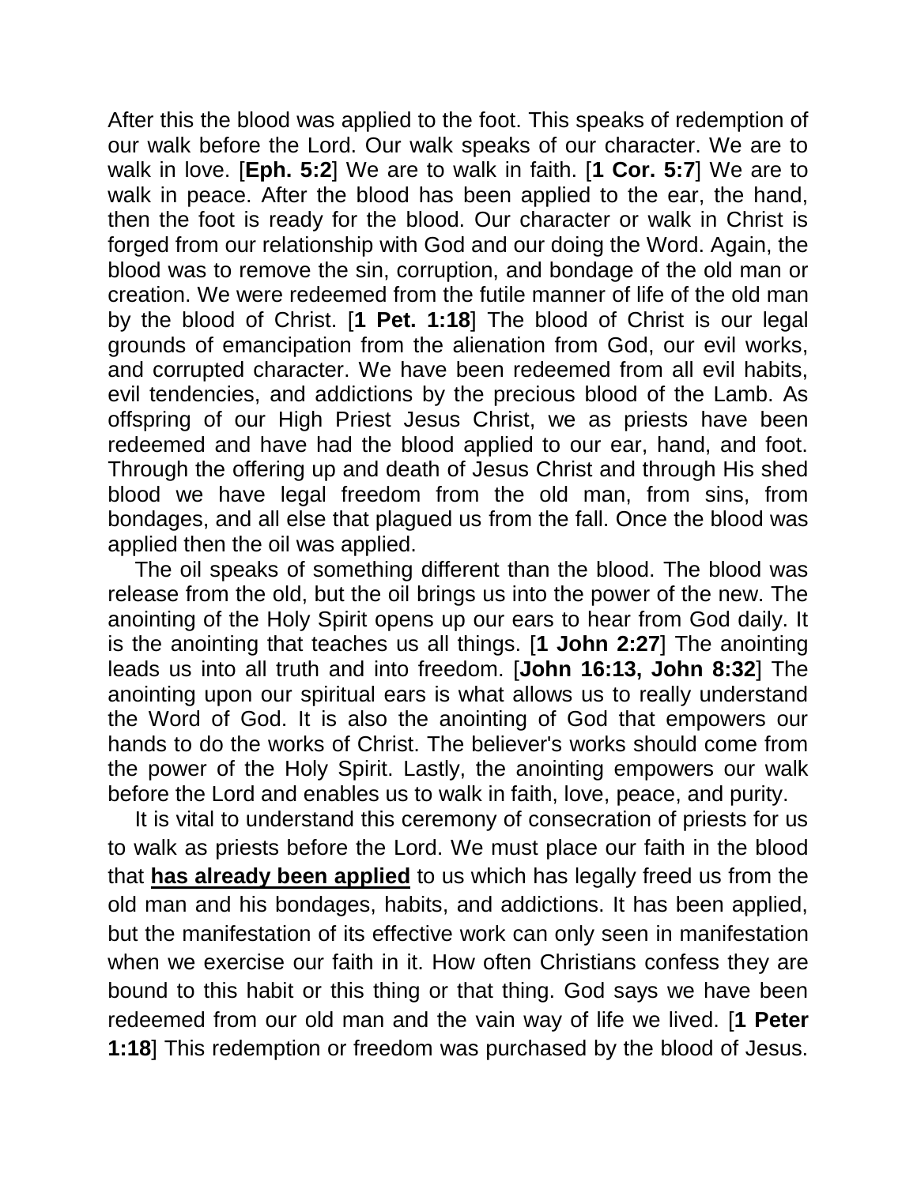After this the blood was applied to the foot. This speaks of redemption of our walk before the Lord. Our walk speaks of our character. We are to walk in love. [**Eph. 5:2**] We are to walk in faith. [**1 Cor. 5:7**] We are to walk in peace. After the blood has been applied to the ear, the hand, then the foot is ready for the blood. Our character or walk in Christ is forged from our relationship with God and our doing the Word. Again, the blood was to remove the sin, corruption, and bondage of the old man or creation. We were redeemed from the futile manner of life of the old man by the blood of Christ. [**1 Pet. 1:18**] The blood of Christ is our legal grounds of emancipation from the alienation from God, our evil works, and corrupted character. We have been redeemed from all evil habits, evil tendencies, and addictions by the precious blood of the Lamb. As offspring of our High Priest Jesus Christ, we as priests have been redeemed and have had the blood applied to our ear, hand, and foot. Through the offering up and death of Jesus Christ and through His shed blood we have legal freedom from the old man, from sins, from bondages, and all else that plagued us from the fall. Once the blood was applied then the oil was applied.

The oil speaks of something different than the blood. The blood was release from the old, but the oil brings us into the power of the new. The anointing of the Holy Spirit opens up our ears to hear from God daily. It is the anointing that teaches us all things. [**1 John 2:27**] The anointing leads us into all truth and into freedom. [**John 16:13, John 8:32**] The anointing upon our spiritual ears is what allows us to really understand the Word of God. It is also the anointing of God that empowers our hands to do the works of Christ. The believer's works should come from the power of the Holy Spirit. Lastly, the anointing empowers our walk before the Lord and enables us to walk in faith, love, peace, and purity.

It is vital to understand this ceremony of consecration of priests for us to walk as priests before the Lord. We must place our faith in the blood that **<u>has already been applied</u>** to us which has legally freed us from the old man and his bondages, habits, and addictions. It has been applied, but the manifestation of its effective work can only seen in manifestation when we exercise our faith in it. How often Christians confess they are bound to this habit or this thing or that thing. God says we have been redeemed from our old man and the vain way of life we lived. [**1 Peter 1:18**] This redemption or freedom was purchased by the blood of Jesus.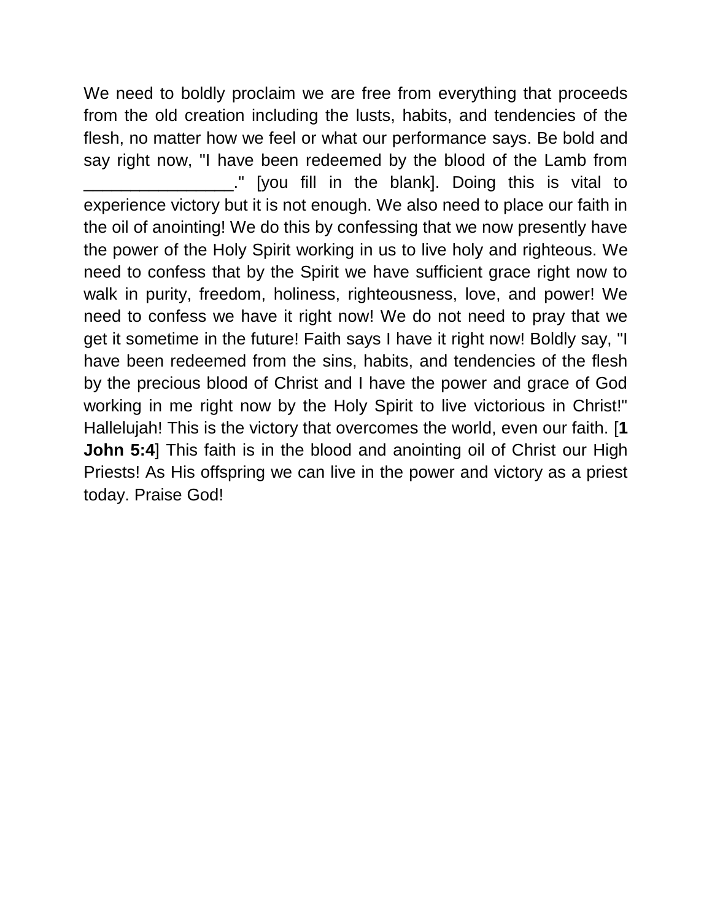We need to boldly proclaim we are free from everything that proceeds from the old creation including the lusts, habits, and tendencies of the flesh, no matter how we feel or what our performance says. Be bold and say right now, "I have been redeemed by the blood of the Lamb from ________________." [you fill in the blank]. Doing this is vital to experience victory but it is not enough. We also need to place our faith in the oil of anointing! We do this by confessing that we now presently have the power of the Holy Spirit working in us to live holy and righteous. We need to confess that by the Spirit we have sufficient grace right now to walk in purity, freedom, holiness, righteousness, love, and power! We need to confess we have it right now! We do not need to pray that we get it sometime in the future! Faith says I have it right now! Boldly say, "I have been redeemed from the sins, habits, and tendencies of the flesh by the precious blood of Christ and I have the power and grace of God working in me right now by the Holy Spirit to live victorious in Christ!" Hallelujah! This is the victory that overcomes the world, even our faith. [**1 John 5:4**] This faith is in the blood and anointing oil of Christ our High Priests! As His offspring we can live in the power and victory as a priest today. Praise God!